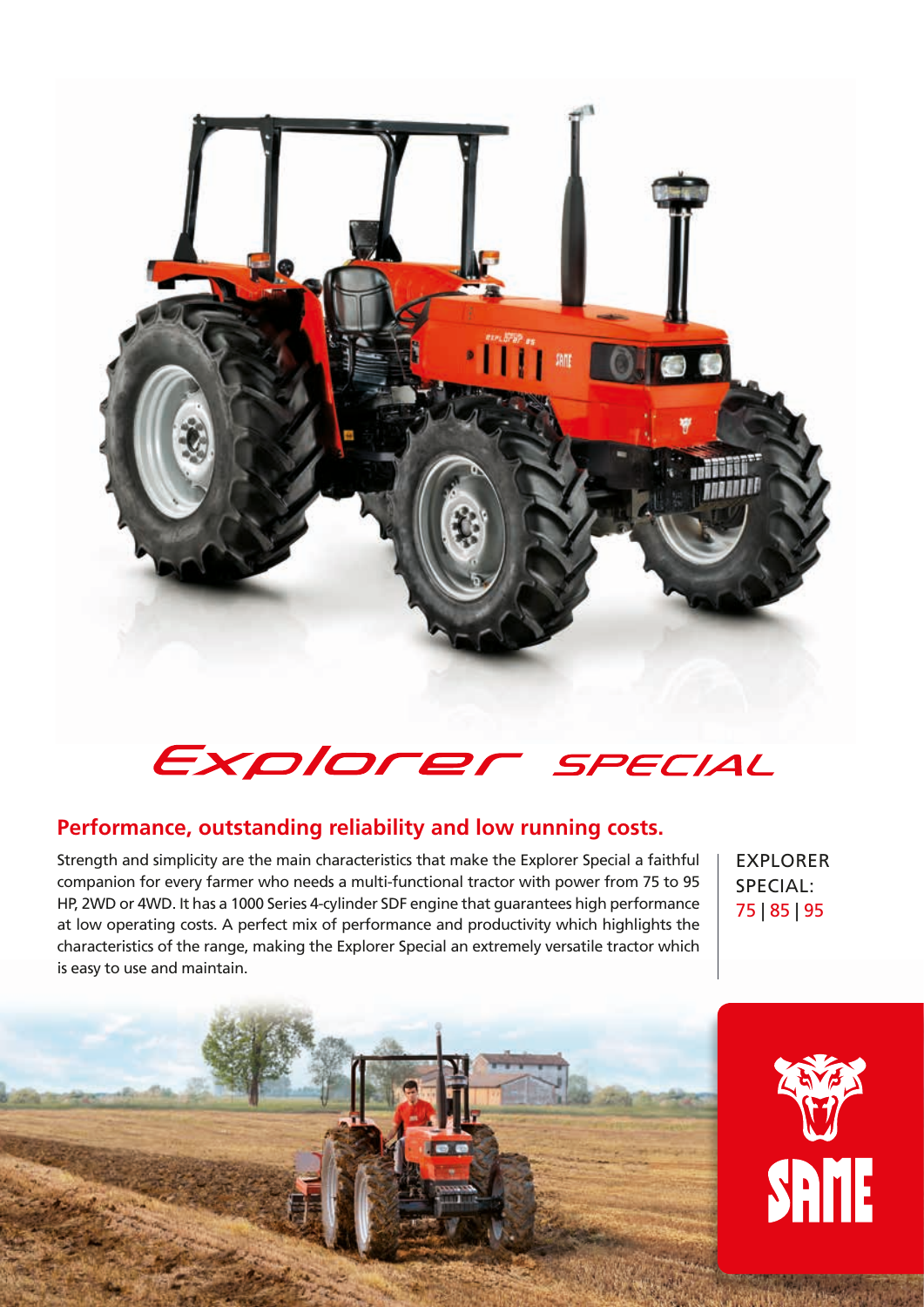# Explorer SPECIAL

## Performance, outstanding reliability and low running costs.

Strength and simplicity are the main characteristics that make the Explorer Special a faithful companion for every farmer who needs a multi-functional tractor with power from 75 to 95 HP, 2WD or 4WD. It has a 1000 Series 4-cylinder SDF engine that guarantees high performance at low operating costs. A perfect mix of performance and productivity which highlights the characteristics of the range, making the Explorer Special an extremely versatile tractor which is easy to use and maintain.

EXPLORER SPECIAL: 75 | 85 | 95

SAME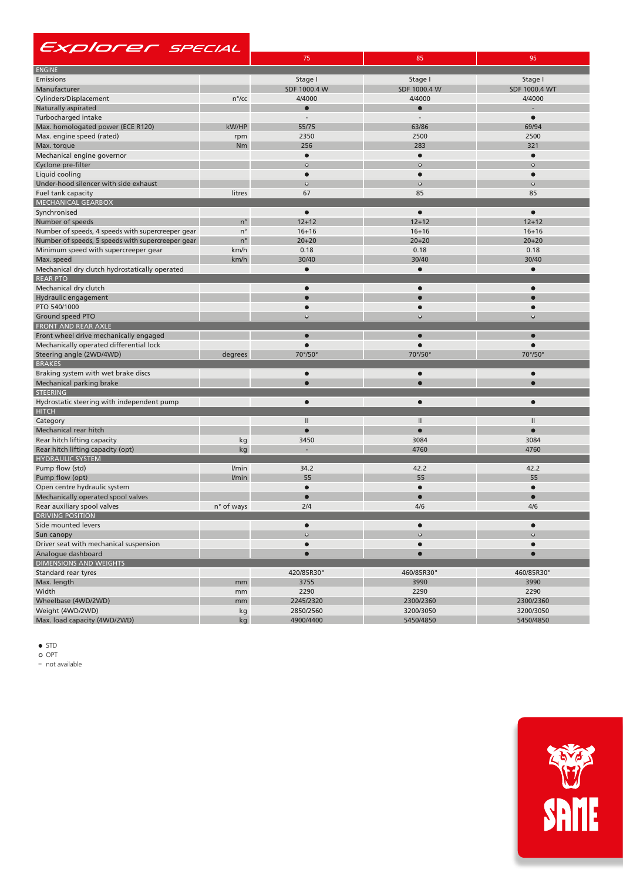# Explorer SPECIAL

| | | 75 | 85 | 95 |
|---|---|---|---|---|
| **ENGINE** | | | | |
| Emissions | | Stage I | Stage I | Stage I |
| Manufacturer | | SDF 1000.4 W | SDF 1000.4 W | SDF 1000.4 WT |
| Cylinders/Displacement | n°/cc | 4/4000 | 4/4000 | 4/4000 |
| Naturally aspirated | | ● | ● | - |
| Turbocharged intake | | - | - | ● |
| Max. homologated power (ECE R120) | kW/HP | 55/75 | 63/86 | 69/94 |
| Max. engine speed (rated) | rpm | 2350 | 2500 | 2500 |
| Max. torque | Nm | 256 | 283 | 321 |
| Mechanical engine governor | | ● | ● | ● |
| Cyclone pre-filter | | ○ | ○ | ○ |
| Liquid cooling | | ● | ● | ● |
| Under-hood silencer with side exhaust | | ○ | ○ | ○ |
| Fuel tank capacity | litres | 67 | 85 | 85 |
| **MECHANICAL GEARBOX** | | | | |
| Synchronised | | ● | ● | ● |
| Number of speeds | n° | 12+12 | 12+12 | 12+12 |
| Number of speeds, 4 speeds with supercreeper gear | n° | 16+16 | 16+16 | 16+16 |
| Number of speeds, 5 speeds with supercreeper gear | n° | 20+20 | 20+20 | 20+20 |
| Minimum speed with supercreeper gear | km/h | 0.18 | 0.18 | 0.18 |
| Max. speed | km/h | 30/40 | 30/40 | 30/40 |
| Mechanical dry clutch hydrostatically operated | | ● | ● | ● |
| **REAR PTO** | | | | |
| Mechanical dry clutch | | ● | ● | ● |
| Hydraulic engagement | | ● | ● | ● |
| PTO 540/1000 | | ● | ● | ● |
| Ground speed PTO | | ○ | ○ | ○ |
| **FRONT AND REAR AXLE** | | | | |
| Front wheel drive mechanically engaged | | ● | ● | ● |
| Mechanically operated differential lock | | ● | ● | ● |
| Steering angle (2WD/4WD) | degrees | 70°/50° | 70°/50° | 70°/50° |
| **BRAKES** | | | | |
| Braking system with wet brake discs | | ● | ● | ● |
| Mechanical parking brake | | ● | ● | ● |
| **STEERING** | | | | |
| Hydrostatic steering with independent pump | | ● | ● | ● |
| **HITCH** | | | | |
| Category | | II | II | II |
| Mechanical rear hitch | | ● | ● | ● |
| Rear hitch lifting capacity | kg | 3450 | 3084 | 3084 |
| Rear hitch lifting capacity (opt) | kg | - | 4760 | 4760 |
| **HYDRAULIC SYSTEM** | | | | |
| Pump flow (std) | l/min | 34.2 | 42.2 | 42.2 |
| Pump flow (opt) | l/min | 55 | 55 | 55 |
| Open centre hydraulic system | | ● | ● | ● |
| Mechanically operated spool valves | | ● | ● | ● |
| Rear auxiliary spool valves | n° of ways | 2/4 | 4/6 | 4/6 |
| **DRIVING POSITION** | | | | |
| Side mounted levers | | ● | ● | ● |
| Sun canopy | | ○ | ○ | ○ |
| Driver seat with mechanical suspension | | ● | ● | ● |
| Analogue dashboard | | ● | ● | ● |
| **DIMENSIONS AND WEIGHTS** | | | | |
| Standard rear tyres | | 420/85R30" | 460/85R30" | 460/85R30" |
| Max. length | mm | 3755 | 3990 | 3990 |
| Width | mm | 2290 | 2290 | 2290 |
| Wheelbase (4WD/2WD) | mm | 2245/2320 | 2300/2360 | 2300/2360 |
| Weight (4WD/2WD) | kg | 2850/2560 | 3200/3050 | 3200/3050 |
| Max. load capacity (4WD/2WD) | kg | 4900/4400 | 5450/4850 | 5450/4850 |

● STD
○ OPT
– not available

SAME